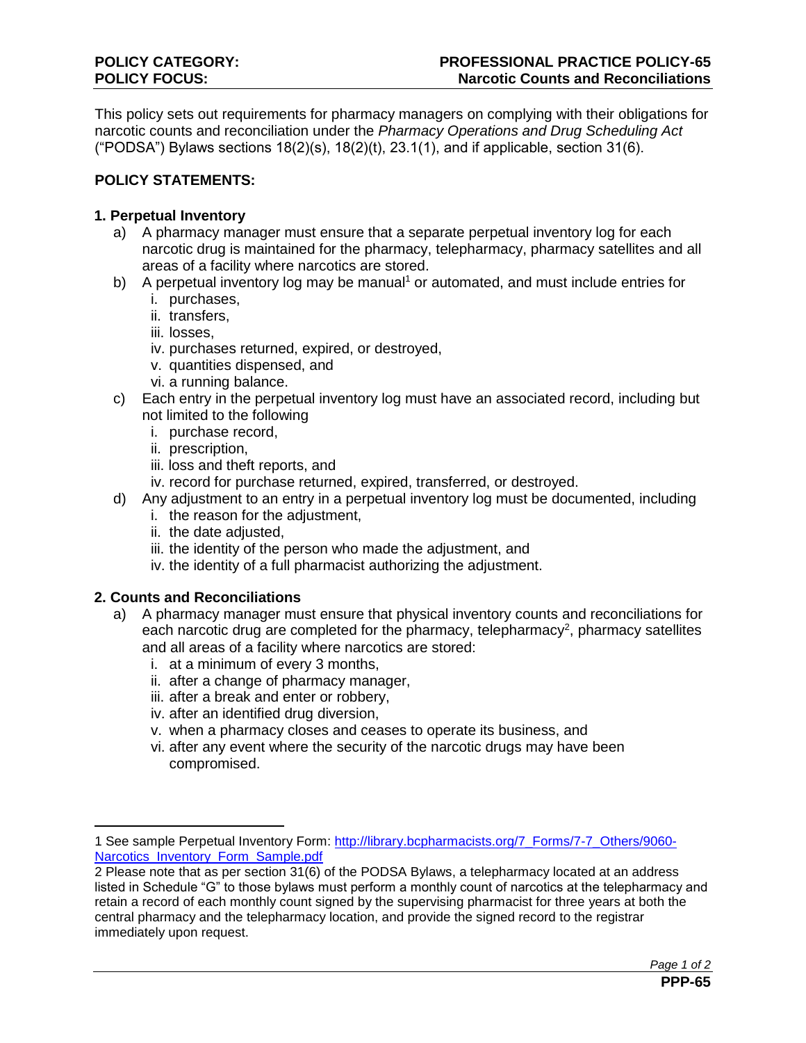**POLICY CATEGORY:** **PROFESSIONAL PRACTICE POLICY-65**
**POLICY FOCUS:** **Narcotic Counts and Reconciliations**

This policy sets out requirements for pharmacy managers on complying with their obligations for narcotic counts and reconciliation under the *Pharmacy Operations and Drug Scheduling Act* ("PODSA") Bylaws sections 18(2)(s), 18(2)(t), 23.1(1), and if applicable, section 31(6).

## POLICY STATEMENTS:

### 1. Perpetual Inventory

a) A pharmacy manager must ensure that a separate perpetual inventory log for each narcotic drug is maintained for the pharmacy, telepharmacy, pharmacy satellites and all areas of a facility where narcotics are stored.

b) A perpetual inventory log may be manual[1] or automated, and must include entries for
   i. purchases,
   ii. transfers,
   iii. losses,
   iv. purchases returned, expired, or destroyed,
   v. quantities dispensed, and
   vi. a running balance.

c) Each entry in the perpetual inventory log must have an associated record, including but not limited to the following
   i. purchase record,
   ii. prescription,
   iii. loss and theft reports, and
   iv. record for purchase returned, expired, transferred, or destroyed.

d) Any adjustment to an entry in a perpetual inventory log must be documented, including
   i. the reason for the adjustment,
   ii. the date adjusted,
   iii. the identity of the person who made the adjustment, and
   iv. the identity of a full pharmacist authorizing the adjustment.

### 2. Counts and Reconciliations

a) A pharmacy manager must ensure that physical inventory counts and reconciliations for each narcotic drug are completed for the pharmacy, telepharmacy[2], pharmacy satellites and all areas of a facility where narcotics are stored:
   i. at a minimum of every 3 months,
   ii. after a change of pharmacy manager,
   iii. after a break and enter or robbery,
   iv. after an identified drug diversion,
   v. when a pharmacy closes and ceases to operate its business, and
   vi. after any event where the security of the narcotic drugs may have been compromised.

---

1 See sample Perpetual Inventory Form: [http://library.bcpharmacists.org/7_Forms/7-7_Others/9060-Narcotics_Inventory_Form_Sample.pdf](http://library.bcpharmacists.org/7_Forms/7-7_Others/9060-Narcotics_Inventory_Form_Sample.pdf)

2 Please note that as per section 31(6) of the PODSA Bylaws, a telepharmacy located at an address listed in Schedule "G" to those bylaws must perform a monthly count of narcotics at the telepharmacy and retain a record of each monthly count signed by the supervising pharmacist for three years at both the central pharmacy and the telepharmacy location, and provide the signed record to the registrar immediately upon request.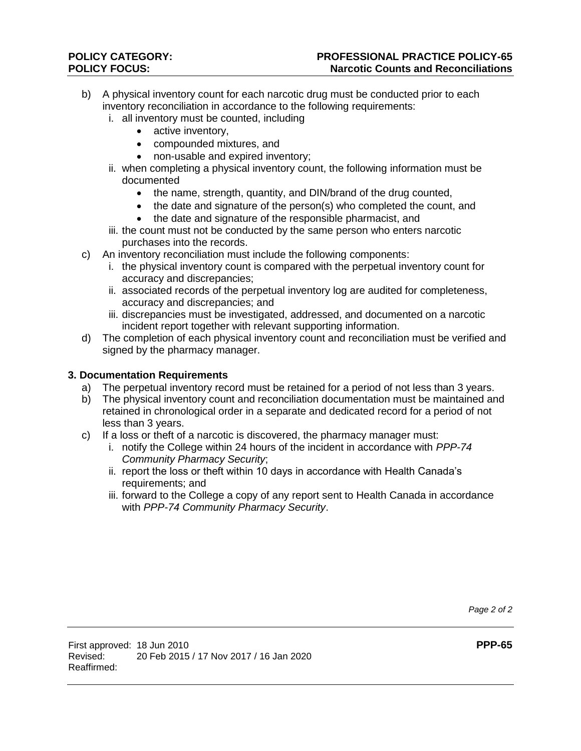b) A physical inventory count for each narcotic drug must be conducted prior to each inventory reconciliation in accordance to the following requirements:
   i. all inventory must be counted, including
      - active inventory,
      - compounded mixtures, and
      - non-usable and expired inventory;
   ii. when completing a physical inventory count, the following information must be documented
      - the name, strength, quantity, and DIN/brand of the drug counted,
      - the date and signature of the person(s) who completed the count, and
      - the date and signature of the responsible pharmacist, and
   iii. the count must not be conducted by the same person who enters narcotic purchases into the records.

c) An inventory reconciliation must include the following components:
   i. the physical inventory count is compared with the perpetual inventory count for accuracy and discrepancies;
   ii. associated records of the perpetual inventory log are audited for completeness, accuracy and discrepancies; and
   iii. discrepancies must be investigated, addressed, and documented on a narcotic incident report together with relevant supporting information.

d) The completion of each physical inventory count and reconciliation must be verified and signed by the pharmacy manager.

### 3. Documentation Requirements

a) The perpetual inventory record must be retained for a period of not less than 3 years.

b) The physical inventory count and reconciliation documentation must be maintained and retained in chronological order in a separate and dedicated record for a period of not less than 3 years.

c) If a loss or theft of a narcotic is discovered, the pharmacy manager must:
   i. notify the College within 24 hours of the incident in accordance with *PPP-74 Community Pharmacy Security*;
   ii. report the loss or theft within 10 days in accordance with Health Canada's requirements; and
   iii. forward to the College a copy of any report sent to Health Canada in accordance with *PPP-74 Community Pharmacy Security*.

First approved: 18 Jun 2010
Revised: 20 Feb 2015 / 17 Nov 2017 / 16 Jan 2020
Reaffirmed: